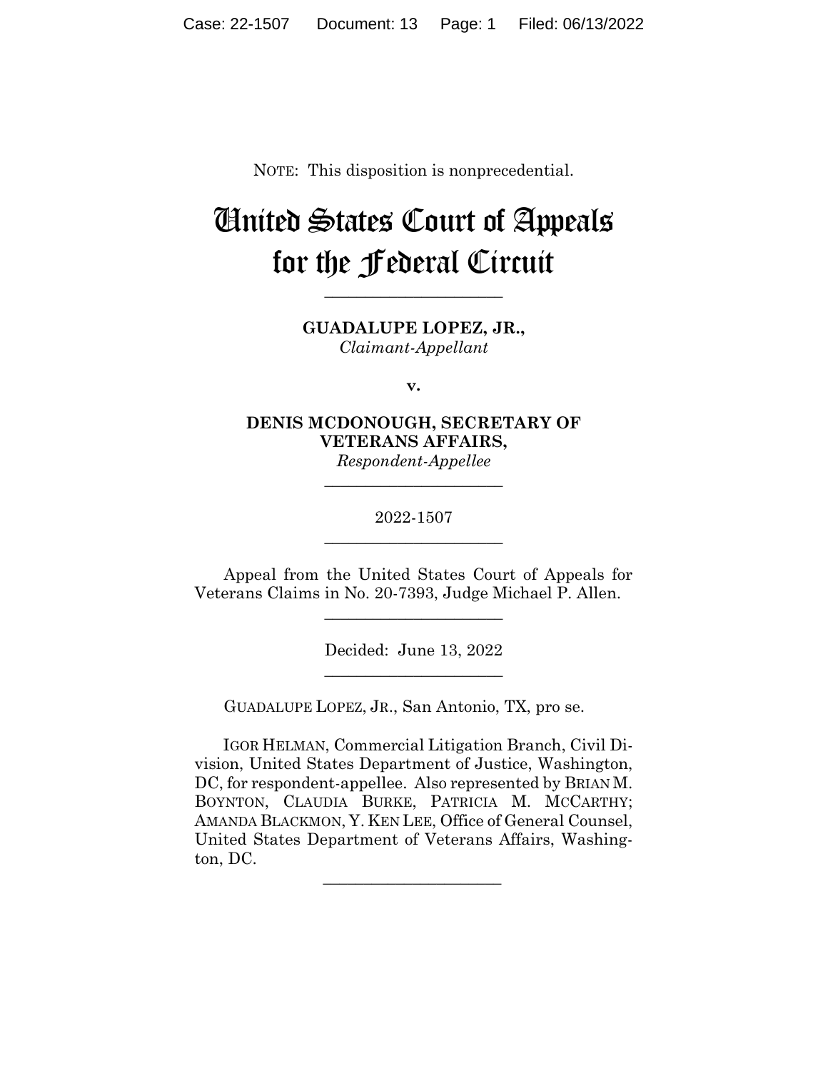NOTE: This disposition is nonprecedential.

# United States Court of Appeals for the Federal Circuit

______________________

**GUADALUPE LOPEZ, JR.,**
*Claimant-Appellant*

**v.**

**DENIS MCDONOUGH, SECRETARY OF VETERANS AFFAIRS,**
*Respondent-Appellee*

______________________

2022-1507

______________________

Appeal from the United States Court of Appeals for Veterans Claims in No. 20-7393, Judge Michael P. Allen.

______________________

Decided: June 13, 2022

______________________

GUADALUPE LOPEZ, JR., San Antonio, TX, pro se.

IGOR HELMAN, Commercial Litigation Branch, Civil Division, United States Department of Justice, Washington, DC, for respondent-appellee. Also represented by BRIAN M. BOYNTON, CLAUDIA BURKE, PATRICIA M. MCCARTHY; AMANDA BLACKMON, Y. KEN LEE, Office of General Counsel, United States Department of Veterans Affairs, Washington, DC.

______________________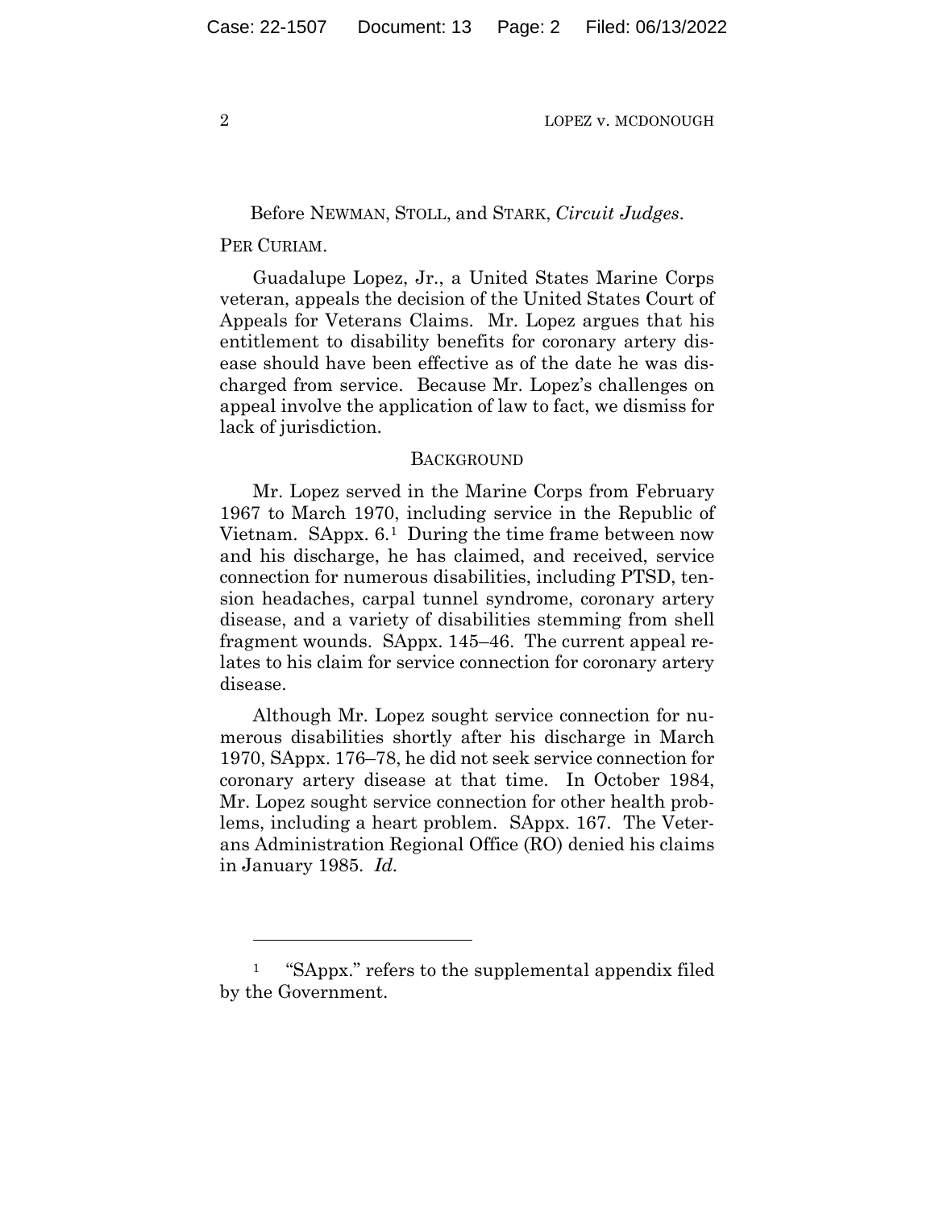Before NEWMAN, STOLL, and STARK, *Circuit Judges*.

PER CURIAM.

Guadalupe Lopez, Jr., a United States Marine Corps veteran, appeals the decision of the United States Court of Appeals for Veterans Claims. Mr. Lopez argues that his entitlement to disability benefits for coronary artery disease should have been effective as of the date he was discharged from service. Because Mr. Lopez's challenges on appeal involve the application of law to fact, we dismiss for lack of jurisdiction.

## BACKGROUND

Mr. Lopez served in the Marine Corps from February 1967 to March 1970, including service in the Republic of Vietnam. SAppx. 6.[1] During the time frame between now and his discharge, he has claimed, and received, service connection for numerous disabilities, including PTSD, tension headaches, carpal tunnel syndrome, coronary artery disease, and a variety of disabilities stemming from shell fragment wounds. SAppx. 145–46. The current appeal relates to his claim for service connection for coronary artery disease.

Although Mr. Lopez sought service connection for numerous disabilities shortly after his discharge in March 1970, SAppx. 176–78, he did not seek service connection for coronary artery disease at that time. In October 1984, Mr. Lopez sought service connection for other health problems, including a heart problem. SAppx. 167. The Veterans Administration Regional Office (RO) denied his claims in January 1985. *Id.*

---

[1] "SAppx." refers to the supplemental appendix filed by the Government.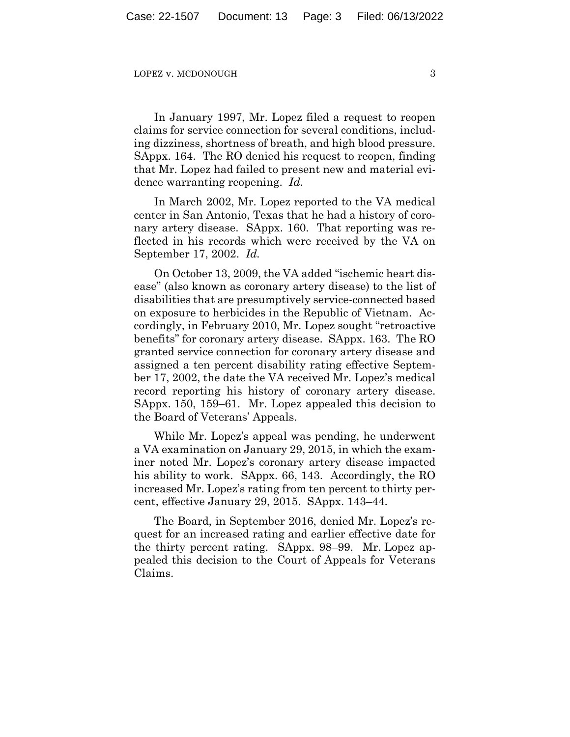In January 1997, Mr. Lopez filed a request to reopen claims for service connection for several conditions, including dizziness, shortness of breath, and high blood pressure. SAppx. 164. The RO denied his request to reopen, finding that Mr. Lopez had failed to present new and material evidence warranting reopening. *Id.*

In March 2002, Mr. Lopez reported to the VA medical center in San Antonio, Texas that he had a history of coronary artery disease. SAppx. 160. That reporting was reflected in his records which were received by the VA on September 17, 2002. *Id.*

On October 13, 2009, the VA added "ischemic heart disease" (also known as coronary artery disease) to the list of disabilities that are presumptively service-connected based on exposure to herbicides in the Republic of Vietnam. Accordingly, in February 2010, Mr. Lopez sought "retroactive benefits" for coronary artery disease. SAppx. 163. The RO granted service connection for coronary artery disease and assigned a ten percent disability rating effective September 17, 2002, the date the VA received Mr. Lopez's medical record reporting his history of coronary artery disease. SAppx. 150, 159–61. Mr. Lopez appealed this decision to the Board of Veterans' Appeals.

While Mr. Lopez's appeal was pending, he underwent a VA examination on January 29, 2015, in which the examiner noted Mr. Lopez's coronary artery disease impacted his ability to work. SAppx. 66, 143. Accordingly, the RO increased Mr. Lopez's rating from ten percent to thirty percent, effective January 29, 2015. SAppx. 143–44.

The Board, in September 2016, denied Mr. Lopez's request for an increased rating and earlier effective date for the thirty percent rating. SAppx. 98–99. Mr. Lopez appealed this decision to the Court of Appeals for Veterans Claims.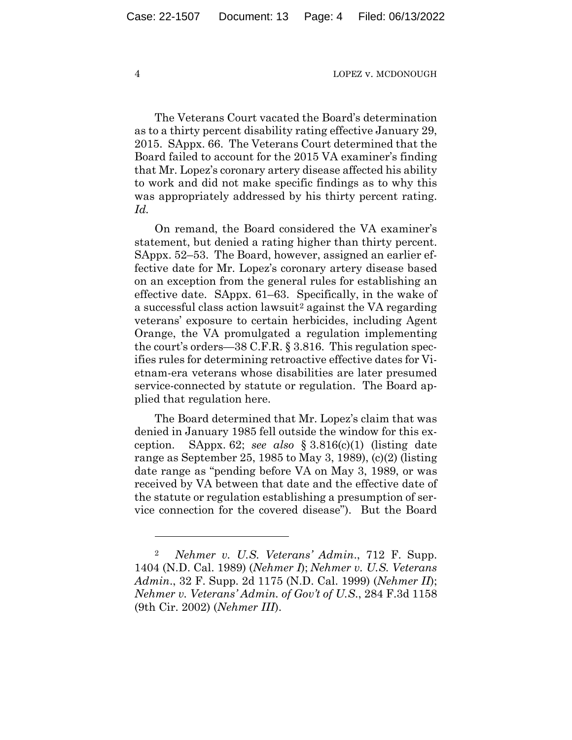The Veterans Court vacated the Board's determination as to a thirty percent disability rating effective January 29, 2015. SAppx. 66. The Veterans Court determined that the Board failed to account for the 2015 VA examiner's finding that Mr. Lopez's coronary artery disease affected his ability to work and did not make specific findings as to why this was appropriately addressed by his thirty percent rating. *Id.*

On remand, the Board considered the VA examiner's statement, but denied a rating higher than thirty percent. SAppx. 52–53. The Board, however, assigned an earlier effective date for Mr. Lopez's coronary artery disease based on an exception from the general rules for establishing an effective date. SAppx. 61–63. Specifically, in the wake of a successful class action lawsuit[2] against the VA regarding veterans' exposure to certain herbicides, including Agent Orange, the VA promulgated a regulation implementing the court's orders—38 C.F.R. § 3.816. This regulation specifies rules for determining retroactive effective dates for Vietnam-era veterans whose disabilities are later presumed service-connected by statute or regulation. The Board applied that regulation here.

The Board determined that Mr. Lopez's claim that was denied in January 1985 fell outside the window for this exception. SAppx. 62; *see also* § 3.816(c)(1) (listing date range as September 25, 1985 to May 3, 1989), (c)(2) (listing date range as "pending before VA on May 3, 1989, or was received by VA between that date and the effective date of the statute or regulation establishing a presumption of service connection for the covered disease"). But the Board

---

[2] *Nehmer v. U.S. Veterans' Admin.*, 712 F. Supp. 1404 (N.D. Cal. 1989) (*Nehmer I*); *Nehmer v. U.S. Veterans Admin.*, 32 F. Supp. 2d 1175 (N.D. Cal. 1999) (*Nehmer II*); *Nehmer v. Veterans' Admin. of Gov't of U.S.*, 284 F.3d 1158 (9th Cir. 2002) (*Nehmer III*).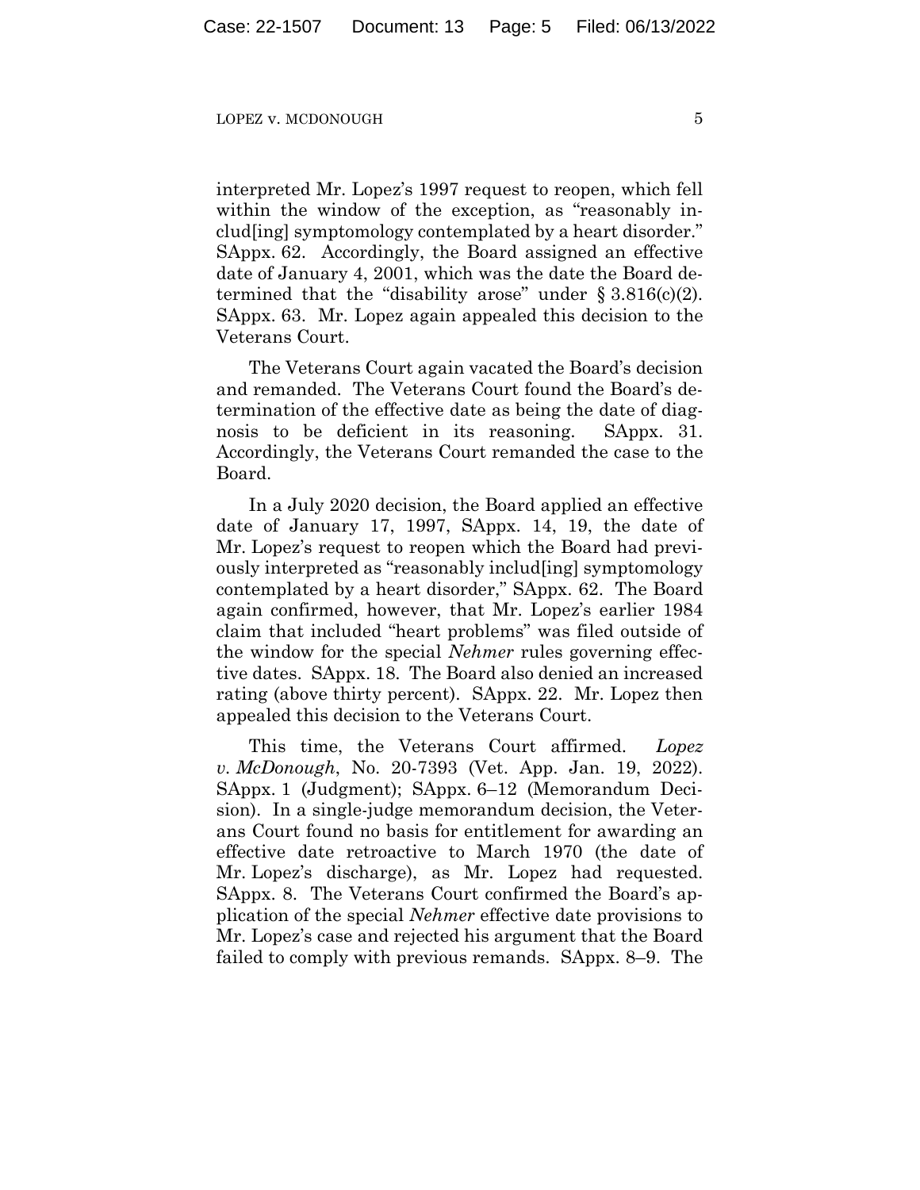interpreted Mr. Lopez's 1997 request to reopen, which fell within the window of the exception, as "reasonably includ[ing] symptomology contemplated by a heart disorder." SAppx. 62. Accordingly, the Board assigned an effective date of January 4, 2001, which was the date the Board determined that the "disability arose" under § 3.816(c)(2). SAppx. 63. Mr. Lopez again appealed this decision to the Veterans Court.

The Veterans Court again vacated the Board's decision and remanded. The Veterans Court found the Board's determination of the effective date as being the date of diagnosis to be deficient in its reasoning. SAppx. 31. Accordingly, the Veterans Court remanded the case to the Board.

In a July 2020 decision, the Board applied an effective date of January 17, 1997, SAppx. 14, 19, the date of Mr. Lopez's request to reopen which the Board had previously interpreted as "reasonably includ[ing] symptomology contemplated by a heart disorder," SAppx. 62. The Board again confirmed, however, that Mr. Lopez's earlier 1984 claim that included "heart problems" was filed outside of the window for the special *Nehmer* rules governing effective dates. SAppx. 18. The Board also denied an increased rating (above thirty percent). SAppx. 22. Mr. Lopez then appealed this decision to the Veterans Court.

This time, the Veterans Court affirmed. *Lopez v. McDonough*, No. 20-7393 (Vet. App. Jan. 19, 2022). SAppx. 1 (Judgment); SAppx. 6–12 (Memorandum Decision). In a single-judge memorandum decision, the Veterans Court found no basis for entitlement for awarding an effective date retroactive to March 1970 (the date of Mr. Lopez's discharge), as Mr. Lopez had requested. SAppx. 8. The Veterans Court confirmed the Board's application of the special *Nehmer* effective date provisions to Mr. Lopez's case and rejected his argument that the Board failed to comply with previous remands. SAppx. 8–9. The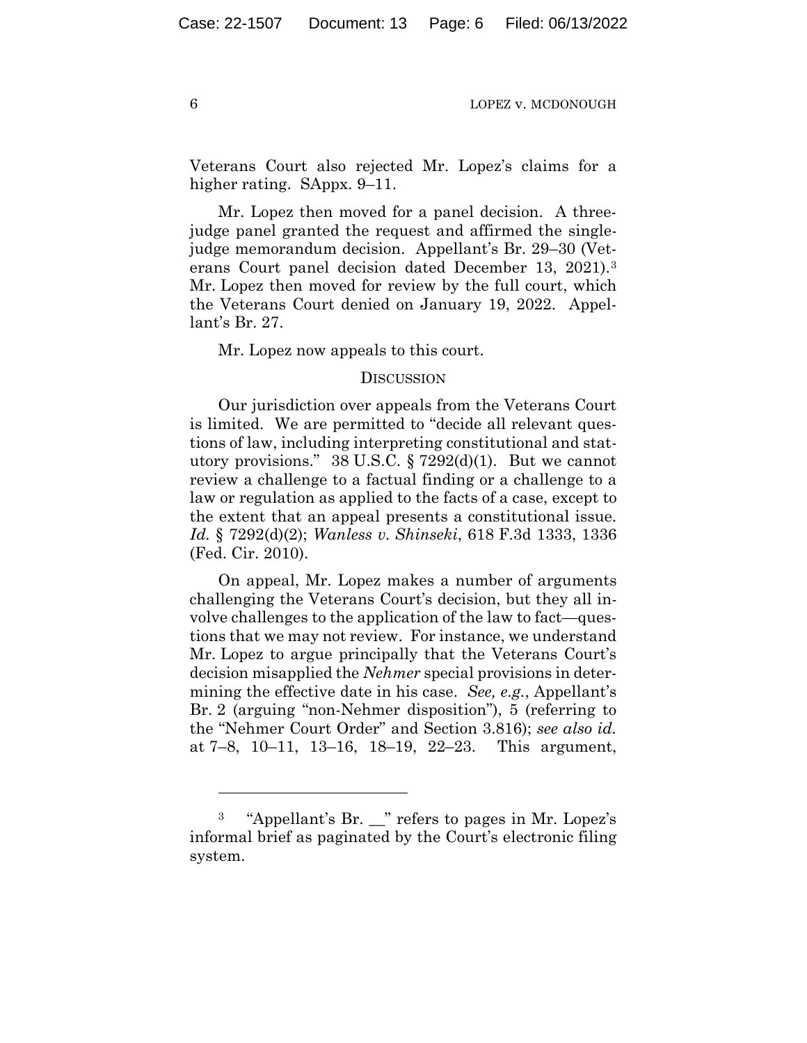Veterans Court also rejected Mr. Lopez's claims for a higher rating. SAppx. 9–11.

Mr. Lopez then moved for a panel decision. A three-judge panel granted the request and affirmed the single-judge memorandum decision. Appellant's Br. 29–30 (Veterans Court panel decision dated December 13, 2021).[3] Mr. Lopez then moved for review by the full court, which the Veterans Court denied on January 19, 2022. Appellant's Br. 27.

Mr. Lopez now appeals to this court.

## DISCUSSION

Our jurisdiction over appeals from the Veterans Court is limited. We are permitted to "decide all relevant questions of law, including interpreting constitutional and statutory provisions." 38 U.S.C. § 7292(d)(1). But we cannot review a challenge to a factual finding or a challenge to a law or regulation as applied to the facts of a case, except to the extent that an appeal presents a constitutional issue. *Id.* § 7292(d)(2); *Wanless v. Shinseki*, 618 F.3d 1333, 1336 (Fed. Cir. 2010).

On appeal, Mr. Lopez makes a number of arguments challenging the Veterans Court's decision, but they all involve challenges to the application of the law to fact—questions that we may not review. For instance, we understand Mr. Lopez to argue principally that the Veterans Court's decision misapplied the *Nehmer* special provisions in determining the effective date in his case. *See, e.g.*, Appellant's Br. 2 (arguing "non-Nehmer disposition"), 5 (referring to the "Nehmer Court Order" and Section 3.816); *see also id.* at 7–8, 10–11, 13–16, 18–19, 22–23. This argument,

[3] "Appellant's Br. __" refers to pages in Mr. Lopez's informal brief as paginated by the Court's electronic filing system.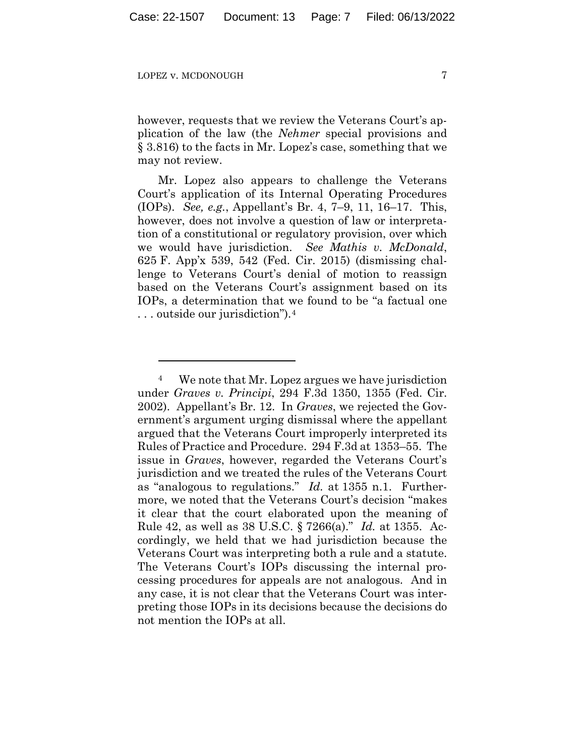however, requests that we review the Veterans Court's application of the law (the *Nehmer* special provisions and § 3.816) to the facts in Mr. Lopez's case, something that we may not review.

Mr. Lopez also appears to challenge the Veterans Court's application of its Internal Operating Procedures (IOPs). *See, e.g.*, Appellant's Br. 4, 7–9, 11, 16–17. This, however, does not involve a question of law or interpretation of a constitutional or regulatory provision, over which we would have jurisdiction. *See Mathis v. McDonald*, 625 F. App'x 539, 542 (Fed. Cir. 2015) (dismissing challenge to Veterans Court's denial of motion to reassign based on the Veterans Court's assignment based on its IOPs, a determination that we found to be "a factual one . . . outside our jurisdiction").[4]

---

[4] We note that Mr. Lopez argues we have jurisdiction under *Graves v. Principi*, 294 F.3d 1350, 1355 (Fed. Cir. 2002). Appellant's Br. 12. In *Graves*, we rejected the Government's argument urging dismissal where the appellant argued that the Veterans Court improperly interpreted its Rules of Practice and Procedure. 294 F.3d at 1353–55. The issue in *Graves*, however, regarded the Veterans Court's jurisdiction and we treated the rules of the Veterans Court as "analogous to regulations." *Id.* at 1355 n.1. Furthermore, we noted that the Veterans Court's decision "makes it clear that the court elaborated upon the meaning of Rule 42, as well as 38 U.S.C. § 7266(a)." *Id.* at 1355. Accordingly, we held that we had jurisdiction because the Veterans Court was interpreting both a rule and a statute. The Veterans Court's IOPs discussing the internal processing procedures for appeals are not analogous. And in any case, it is not clear that the Veterans Court was interpreting those IOPs in its decisions because the decisions do not mention the IOPs at all.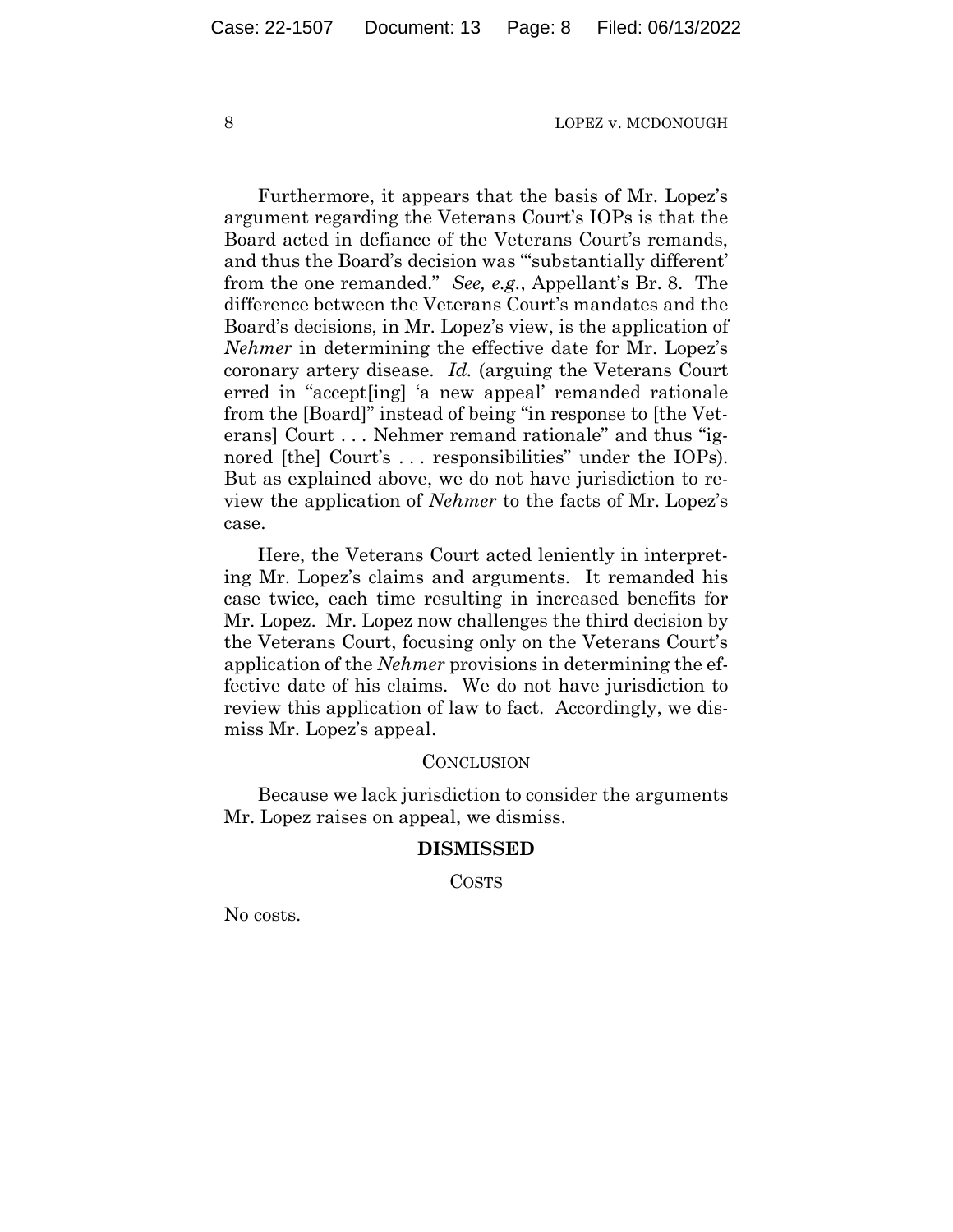Furthermore, it appears that the basis of Mr. Lopez's argument regarding the Veterans Court's IOPs is that the Board acted in defiance of the Veterans Court's remands, and thus the Board's decision was "'substantially different' from the one remanded." *See, e.g.*, Appellant's Br. 8. The difference between the Veterans Court's mandates and the Board's decisions, in Mr. Lopez's view, is the application of *Nehmer* in determining the effective date for Mr. Lopez's coronary artery disease. *Id.* (arguing the Veterans Court erred in "accept[ing] 'a new appeal' remanded rationale from the [Board]" instead of being "in response to [the Veterans] Court . . . Nehmer remand rationale" and thus "ignored [the] Court's . . . responsibilities" under the IOPs). But as explained above, we do not have jurisdiction to review the application of *Nehmer* to the facts of Mr. Lopez's case.

Here, the Veterans Court acted leniently in interpreting Mr. Lopez's claims and arguments. It remanded his case twice, each time resulting in increased benefits for Mr. Lopez. Mr. Lopez now challenges the third decision by the Veterans Court, focusing only on the Veterans Court's application of the *Nehmer* provisions in determining the effective date of his claims. We do not have jurisdiction to review this application of law to fact. Accordingly, we dismiss Mr. Lopez's appeal.

## CONCLUSION

Because we lack jurisdiction to consider the arguments Mr. Lopez raises on appeal, we dismiss.

**DISMISSED**

COSTS

No costs.